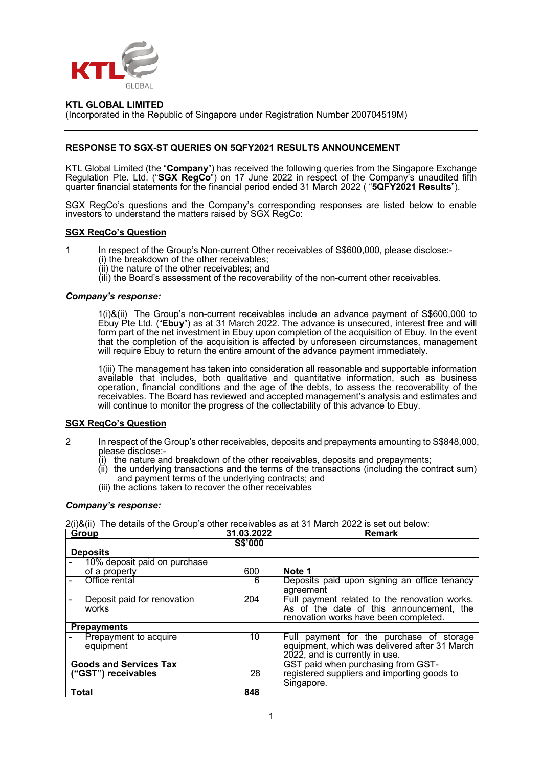**KTL GLOBAL LIMITED**
(Incorporated in the Republic of Singapore under Registration Number 200704519M)

---

**RESPONSE TO SGX-ST QUERIES ON 5QFY2021 RESULTS ANNOUNCEMENT**

KTL Global Limited (the "**Company**") has received the following queries from the Singapore Exchange Regulation Pte. Ltd. ("**SGX RegCo**") on 17 June 2022 in respect of the Company's unaudited fifth quarter financial statements for the financial period ended 31 March 2022 ( "**5QFY2021 Results**").

SGX RegCo's questions and the Company's corresponding responses are listed below to enable investors to understand the matters raised by SGX RegCo:

**SGX RegCo's Question**

1 In respect of the Group's Non-current Other receivables of S$600,000, please disclose:-
(i) the breakdown of the other receivables;
(ii) the nature of the other receivables; and
(iii) the Board's assessment of the recoverability of the non-current other receivables.

***Company's response:***

1(i)&(ii) The Group's non-current receivables include an advance payment of S$600,000 to Ebuy Pte Ltd. ("**Ebuy**") as at 31 March 2022. The advance is unsecured, interest free and will form part of the net investment in Ebuy upon completion of the acquisition of Ebuy. In the event that the completion of the acquisition is affected by unforeseen circumstances, management will require Ebuy to return the entire amount of the advance payment immediately.

1(iii) The management has taken into consideration all reasonable and supportable information available that includes, both qualitative and quantitative information, such as business operation, financial conditions and the age of the debts, to assess the recoverability of the receivables. The Board has reviewed and accepted management's analysis and estimates and will continue to monitor the progress of the collectability of this advance to Ebuy.

**SGX RegCo's Question**

2 In respect of the Group's other receivables, deposits and prepayments amounting to S$848,000, please disclose:-
(i) the nature and breakdown of the other receivables, deposits and prepayments;
(ii) the underlying transactions and the terms of the transactions (including the contract sum) and payment terms of the underlying contracts; and
(iii) the actions taken to recover the other receivables

***Company's response:***

2(i)&(ii) The details of the Group's other receivables as at 31 March 2022 is set out below:

| Group | 31.03.2022 | Remark |
|---|---|---|
| | S$'000 | |
| **Deposits** | | |
| - 10% deposit paid on purchase of a property | 600 | **Note 1** |
| - Office rental | 6 | Deposits paid upon signing an office tenancy agreement |
| - Deposit paid for renovation works | 204 | Full payment related to the renovation works. As of the date of this announcement, the renovation works have been completed. |
| **Prepayments** | | |
| - Prepayment to acquire equipment | 10 | Full payment for the purchase of storage equipment, which was delivered after 31 March 2022, and is currently in use. |
| **Goods and Services Tax ("GST") receivables** | 28 | GST paid when purchasing from GST-registered suppliers and importing goods to Singapore. |
| **Total** | **848** | |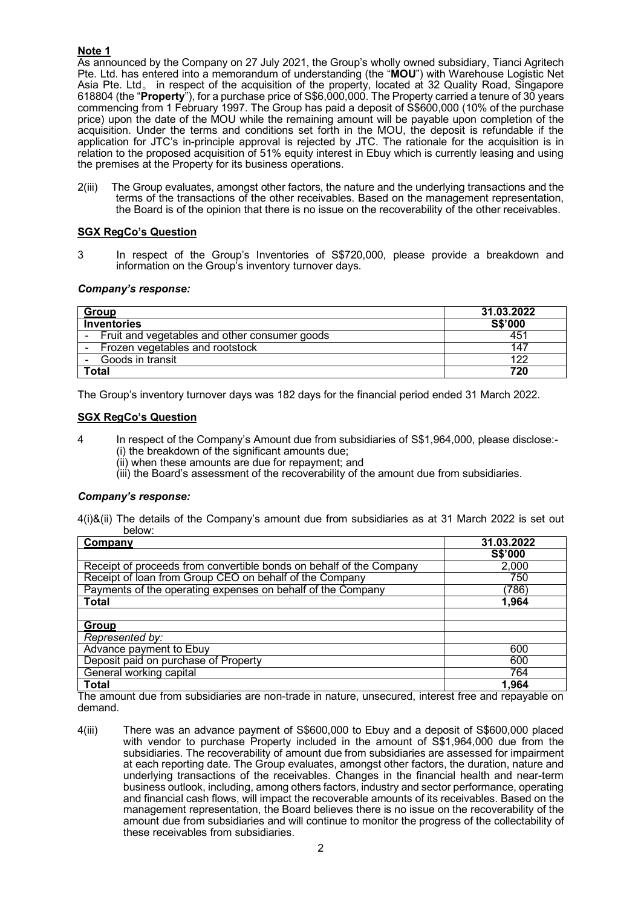**Note 1**

As announced by the Company on 27 July 2021, the Group's wholly owned subsidiary, Tianci Agritech Pte. Ltd. has entered into a memorandum of understanding (the "**MOU**") with Warehouse Logistic Net Asia Pte. Ltd。 in respect of the acquisition of the property, located at 32 Quality Road, Singapore 618804 (the "**Property**"), for a purchase price of S$6,000,000. The Property carried a tenure of 30 years commencing from 1 February 1997. The Group has paid a deposit of S$600,000 (10% of the purchase price) upon the date of the MOU while the remaining amount will be payable upon completion of the acquisition. Under the terms and conditions set forth in the MOU, the deposit is refundable if the application for JTC's in-principle approval is rejected by JTC. The rationale for the acquisition is in relation to the proposed acquisition of 51% equity interest in Ebuy which is currently leasing and using the premises at the Property for its business operations.

2(iii) The Group evaluates, amongst other factors, the nature and the underlying transactions and the terms of the transactions of the other receivables. Based on the management representation, the Board is of the opinion that there is no issue on the recoverability of the other receivables.

**SGX RegCo's Question**

3 In respect of the Group's Inventories of S$720,000, please provide a breakdown and information on the Group's inventory turnover days.

***Company's response:***

| Group | 31.03.2022 |
|---|---|
| **Inventories** | **S$'000** |
| - Fruit and vegetables and other consumer goods | 451 |
| - Frozen vegetables and rootstock | 147 |
| - Goods in transit | 122 |
| **Total** | **720** |

The Group's inventory turnover days was 182 days for the financial period ended 31 March 2022.

**SGX RegCo's Question**

4 In respect of the Company's Amount due from subsidiaries of S$1,964,000, please disclose:-
(i) the breakdown of the significant amounts due;
(ii) when these amounts are due for repayment; and
(iii) the Board's assessment of the recoverability of the amount due from subsidiaries.

***Company's response:***

4(i)&(ii) The details of the Company's amount due from subsidiaries as at 31 March 2022 is set out below:

| Company | 31.03.2022 |
|---|---|
| | **S$'000** |
| Receipt of proceeds from convertible bonds on behalf of the Company | 2,000 |
| Receipt of loan from Group CEO on behalf of the Company | 750 |
| Payments of the operating expenses on behalf of the Company | (786) |
| **Total** | **1,964** |
| | |
| **Group** | |
| *Represented by:* | |
| Advance payment to Ebuy | 600 |
| Deposit paid on purchase of Property | 600 |
| General working capital | 764 |
| **Total** | **1,964** |

The amount due from subsidiaries are non-trade in nature, unsecured, interest free and repayable on demand.

4(iii) There was an advance payment of S$600,000 to Ebuy and a deposit of S$600,000 placed with vendor to purchase Property included in the amount of S$1,964,000 due from the subsidiaries. The recoverability of amount due from subsidiaries are assessed for impairment at each reporting date. The Group evaluates, amongst other factors, the duration, nature and underlying transactions of the receivables. Changes in the financial health and near-term business outlook, including, among others factors, industry and sector performance, operating and financial cash flows, will impact the recoverable amounts of its receivables. Based on the management representation, the Board believes there is no issue on the recoverability of the amount due from subsidiaries and will continue to monitor the progress of the collectability of these receivables from subsidiaries.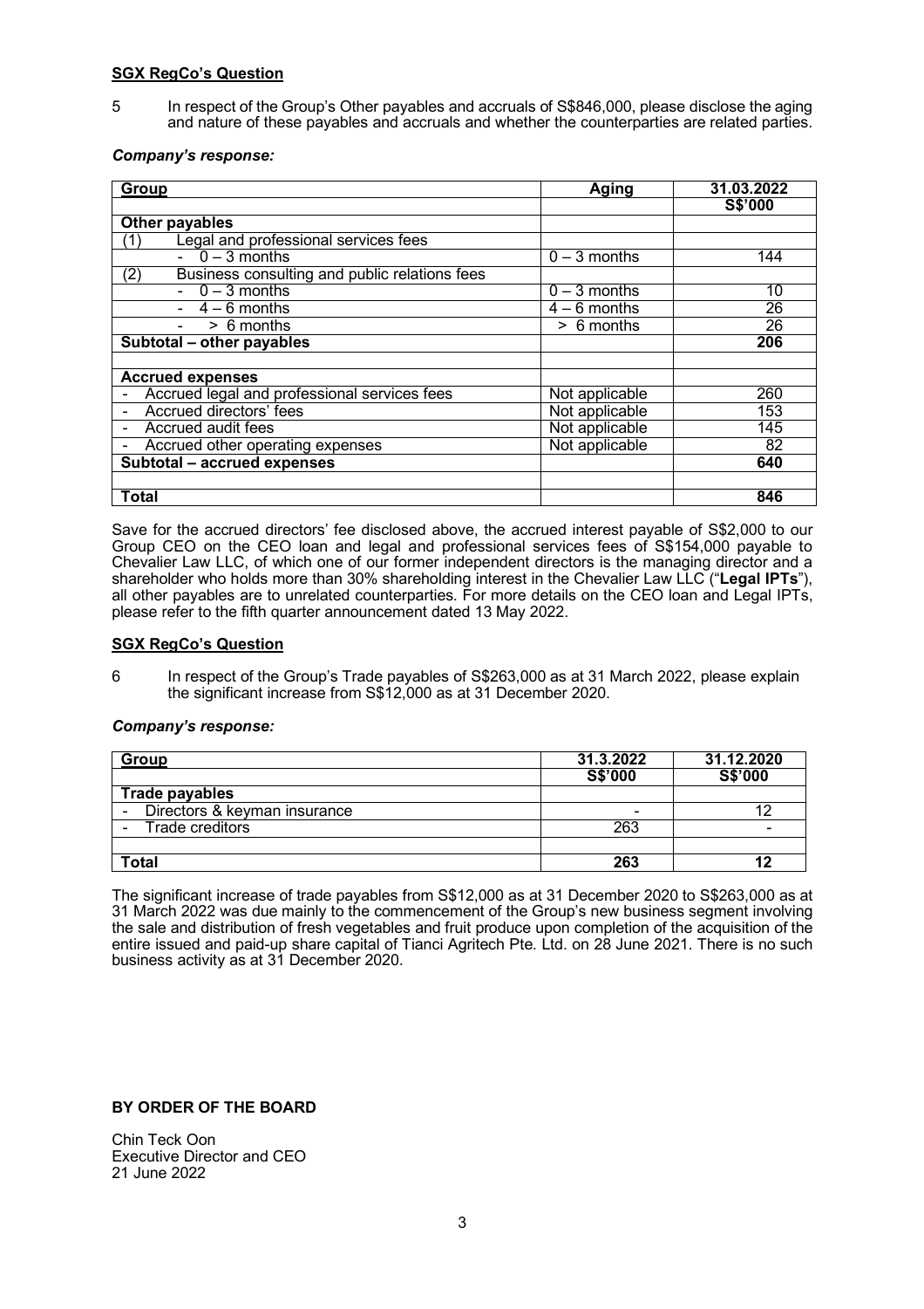**SGX RegCo's Question**

5 In respect of the Group's Other payables and accruals of S$846,000, please disclose the aging and nature of these payables and accruals and whether the counterparties are related parties.

***Company's response:***

| Group | Aging | 31.03.2022 |
|---|---|---|
| | | S$'000 |
| **Other payables** | | |
| (1) Legal and professional services fees | | |
| - 0 – 3 months | 0 – 3 months | 144 |
| (2) Business consulting and public relations fees | | |
| - 0 – 3 months | 0 – 3 months | 10 |
| - 4 – 6 months | 4 – 6 months | 26 |
| - > 6 months | > 6 months | 26 |
| **Subtotal – other payables** | | **206** |
| | | |
| **Accrued expenses** | | |
| - Accrued legal and professional services fees | Not applicable | 260 |
| - Accrued directors' fees | Not applicable | 153 |
| - Accrued audit fees | Not applicable | 145 |
| - Accrued other operating expenses | Not applicable | 82 |
| **Subtotal – accrued expenses** | | **640** |
| | | |
| **Total** | | **846** |

Save for the accrued directors' fee disclosed above, the accrued interest payable of S$2,000 to our Group CEO on the CEO loan and legal and professional services fees of S$154,000 payable to Chevalier Law LLC, of which one of our former independent directors is the managing director and a shareholder who holds more than 30% shareholding interest in the Chevalier Law LLC ("**Legal IPTs**"), all other payables are to unrelated counterparties. For more details on the CEO loan and Legal IPTs, please refer to the fifth quarter announcement dated 13 May 2022.

**SGX RegCo's Question**

6 In respect of the Group's Trade payables of S$263,000 as at 31 March 2022, please explain the significant increase from S$12,000 as at 31 December 2020.

***Company's response:***

| Group | 31.3.2022 | 31.12.2020 |
|---|---|---|
| | S$'000 | S$'000 |
| **Trade payables** | | |
| - Directors & keyman insurance | - | 12 |
| - Trade creditors | 263 | - |
| | | |
| **Total** | **263** | **12** |

The significant increase of trade payables from S$12,000 as at 31 December 2020 to S$263,000 as at 31 March 2022 was due mainly to the commencement of the Group's new business segment involving the sale and distribution of fresh vegetables and fruit produce upon completion of the acquisition of the entire issued and paid-up share capital of Tianci Agritech Pte. Ltd. on 28 June 2021. There is no such business activity as at 31 December 2020.

**BY ORDER OF THE BOARD**

Chin Teck Oon
Executive Director and CEO
21 June 2022